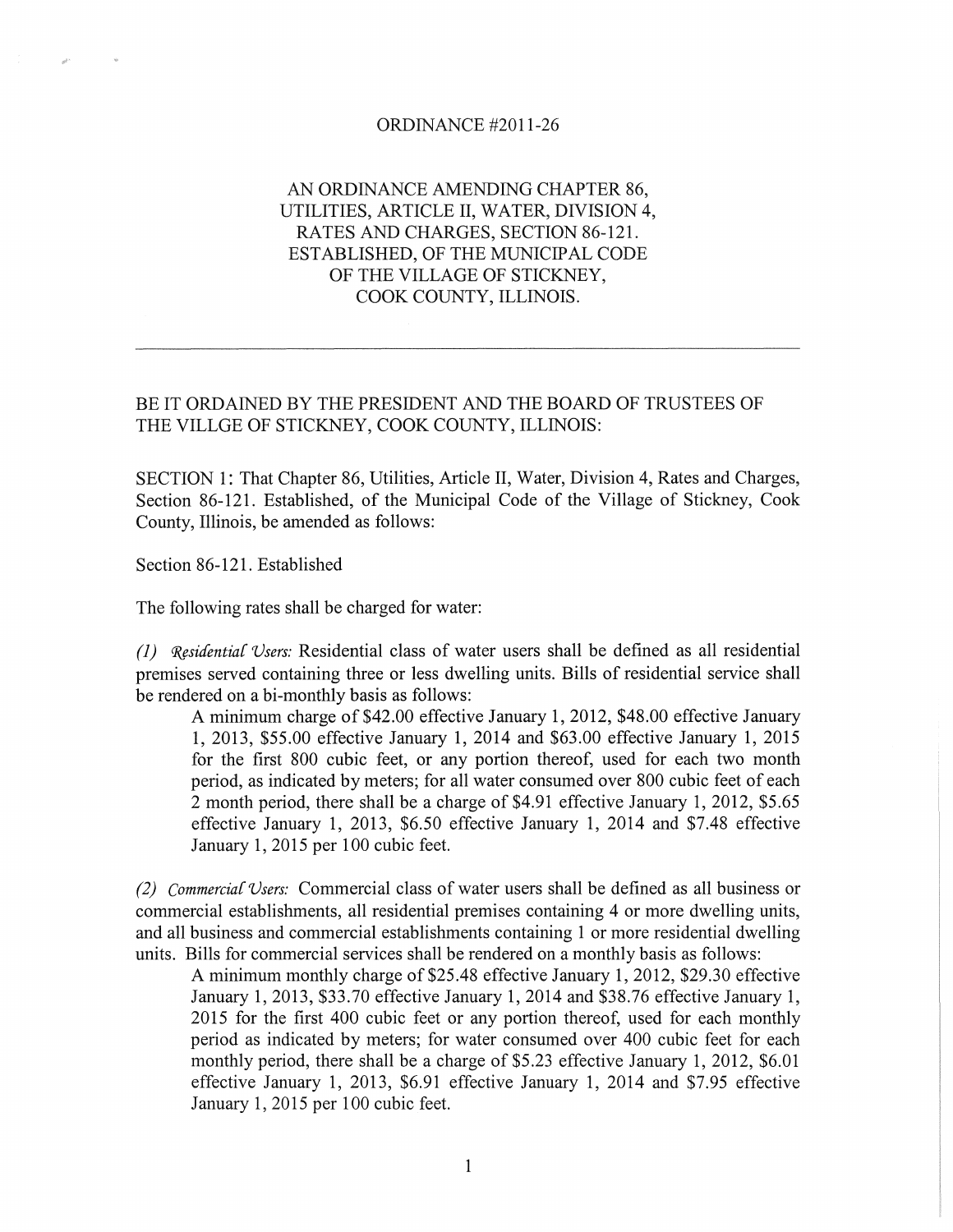ORDINANCE #2011-26

AN ORDINANCE AMENDING CHAPTER 86, UTILITIES, ARTICLE II, WATER, DIVISION 4, RATES AND CHARGES, SECTION 86-121. ESTABLISHED, OF THE MUNICIPAL CODE OF THE VILLAGE OF STICKNEY, COOK COUNTY, ILLINOIS.

---

BE IT ORDAINED BY THE PRESIDENT AND THE BOARD OF TRUSTEES OF THE VILLGE OF STICKNEY, COOK COUNTY, ILLINOIS:

SECTION 1: That Chapter 86, Utilities, Article II, Water, Division 4, Rates and Charges, Section 86-121. Established, of the Municipal Code of the Village of Stickney, Cook County, Illinois, be amended as follows:

Section 86-121. Established

The following rates shall be charged for water:

*(1) Residential Users:* Residential class of water users shall be defined as all residential premises served containing three or less dwelling units. Bills of residential service shall be rendered on a bi-monthly basis as follows:

> A minimum charge of $42.00 effective January 1, 2012, $48.00 effective January 1, 2013, $55.00 effective January 1, 2014 and $63.00 effective January 1, 2015 for the first 800 cubic feet, or any portion thereof, used for each two month period, as indicated by meters; for all water consumed over 800 cubic feet of each 2 month period, there shall be a charge of $4.91 effective January 1, 2012, $5.65 effective January 1, 2013, $6.50 effective January 1, 2014 and $7.48 effective January 1, 2015 per 100 cubic feet.

*(2) Commercial Users:* Commercial class of water users shall be defined as all business or commercial establishments, all residential premises containing 4 or more dwelling units, and all business and commercial establishments containing 1 or more residential dwelling units. Bills for commercial services shall be rendered on a monthly basis as follows:

> A minimum monthly charge of $25.48 effective January 1, 2012, $29.30 effective January 1, 2013, $33.70 effective January 1, 2014 and $38.76 effective January 1, 2015 for the first 400 cubic feet or any portion thereof, used for each monthly period as indicated by meters; for water consumed over 400 cubic feet for each monthly period, there shall be a charge of $5.23 effective January 1, 2012, $6.01 effective January 1, 2013, $6.91 effective January 1, 2014 and $7.95 effective January 1, 2015 per 100 cubic feet.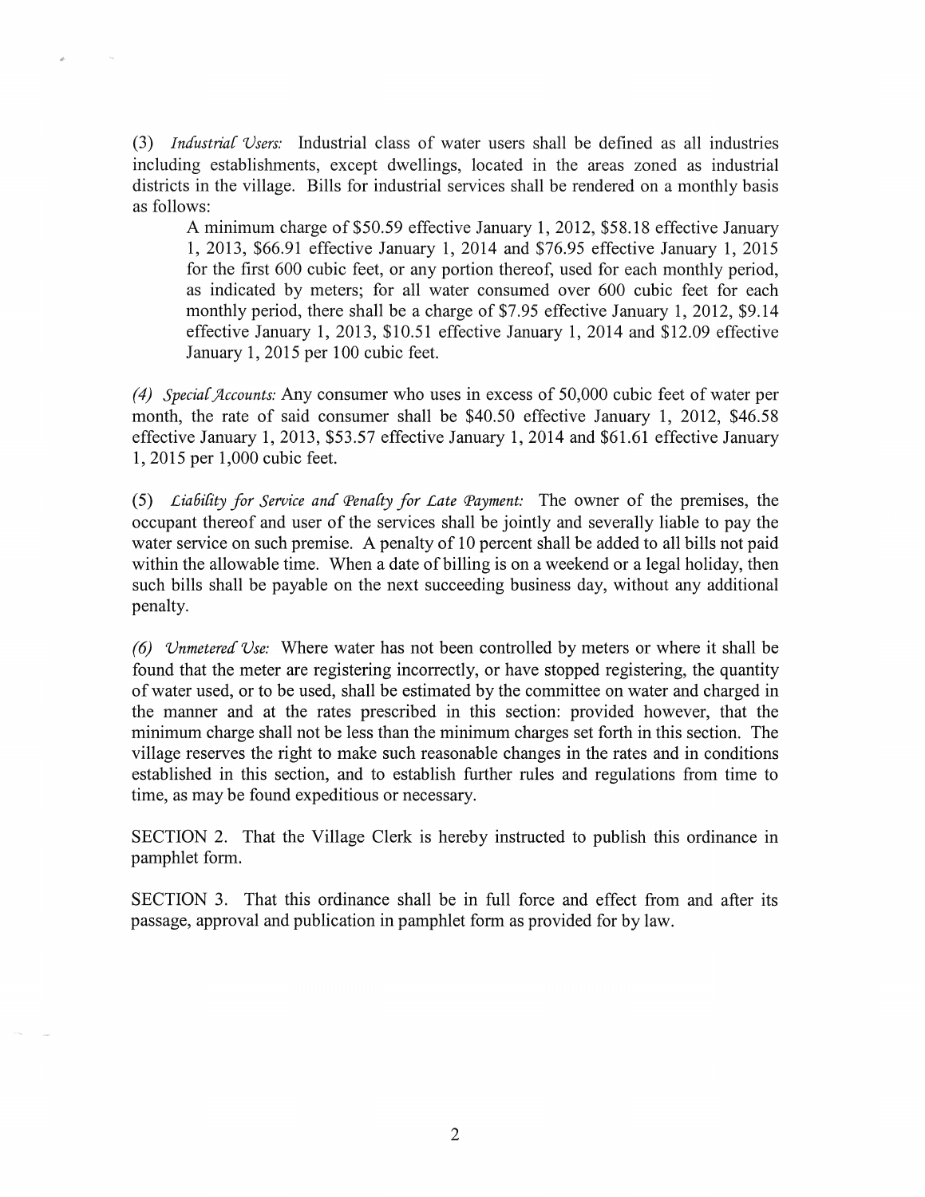(3) *Industrial Users:* Industrial class of water users shall be defined as all industries including establishments, except dwellings, located in the areas zoned as industrial districts in the village. Bills for industrial services shall be rendered on a monthly basis as follows:

> A minimum charge of $50.59 effective January 1, 2012, $58.18 effective January 1, 2013, $66.91 effective January 1, 2014 and $76.95 effective January 1, 2015 for the first 600 cubic feet, or any portion thereof, used for each monthly period, as indicated by meters; for all water consumed over 600 cubic feet for each monthly period, there shall be a charge of $7.95 effective January 1, 2012, $9.14 effective January 1, 2013, $10.51 effective January 1, 2014 and $12.09 effective January 1, 2015 per 100 cubic feet.

*(4) Special Accounts:* Any consumer who uses in excess of 50,000 cubic feet of water per month, the rate of said consumer shall be $40.50 effective January 1, 2012, $46.58 effective January 1, 2013, $53.57 effective January 1, 2014 and $61.61 effective January 1, 2015 per 1,000 cubic feet.

(5) *Liability for Service and Penalty for Late Payment:* The owner of the premises, the occupant thereof and user of the services shall be jointly and severally liable to pay the water service on such premise. A penalty of 10 percent shall be added to all bills not paid within the allowable time. When a date of billing is on a weekend or a legal holiday, then such bills shall be payable on the next succeeding business day, without any additional penalty.

*(6) Unmetered Use:* Where water has not been controlled by meters or where it shall be found that the meter are registering incorrectly, or have stopped registering, the quantity of water used, or to be used, shall be estimated by the committee on water and charged in the manner and at the rates prescribed in this section: provided however, that the minimum charge shall not be less than the minimum charges set forth in this section. The village reserves the right to make such reasonable changes in the rates and in conditions established in this section, and to establish further rules and regulations from time to time, as may be found expeditious or necessary.

SECTION 2. That the Village Clerk is hereby instructed to publish this ordinance in pamphlet form.

SECTION 3. That this ordinance shall be in full force and effect from and after its passage, approval and publication in pamphlet form as provided for by law.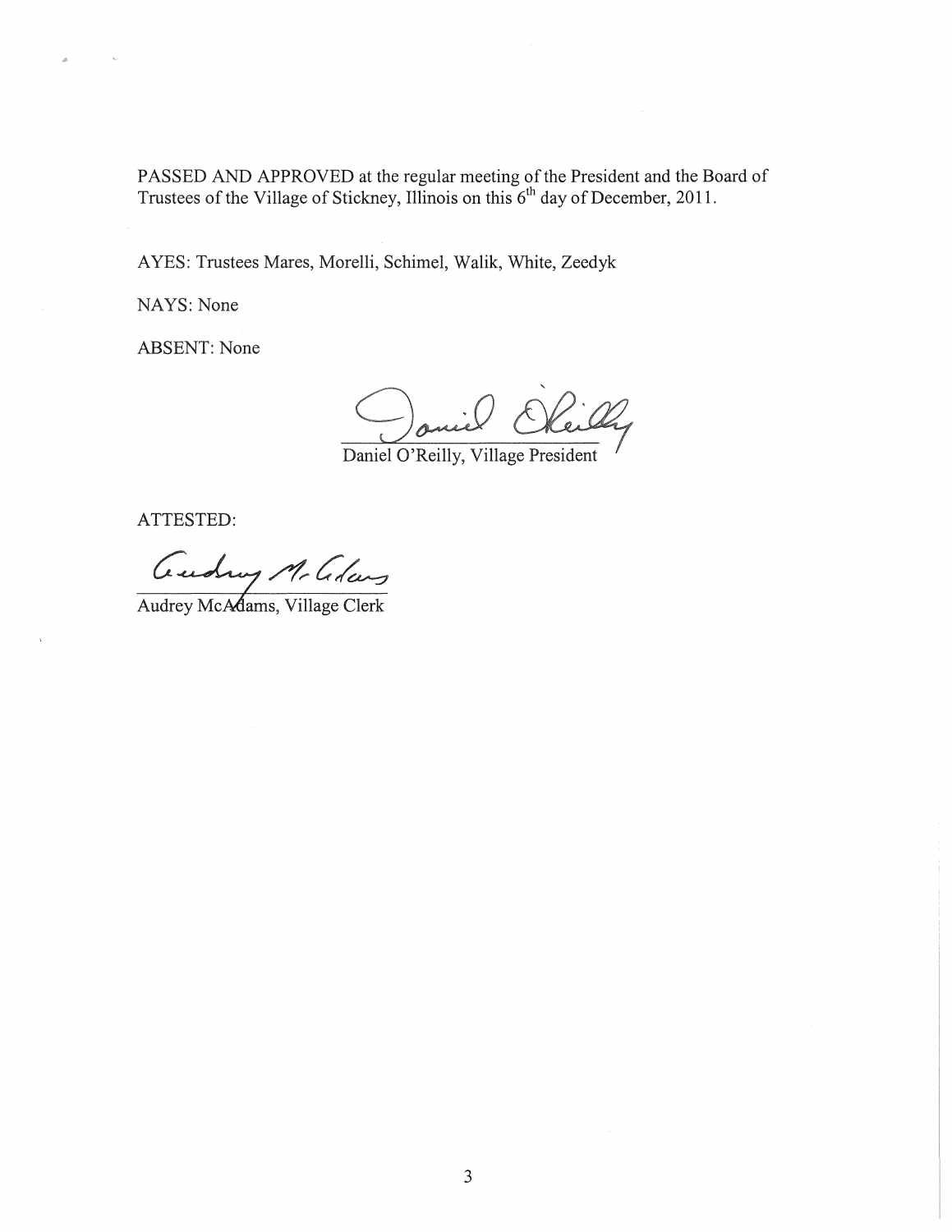PASSED AND APPROVED at the regular meeting of the President and the Board of Trustees of the Village of Stickney, Illinois on this 6th day of December, 2011.

AYES: Trustees Mares, Morelli, Schimel, Walik, White, Zeedyk

NAYS: None

ABSENT: None

Daniel O'Reilly, Village President

ATTESTED:

Audrey McAdams, Village Clerk